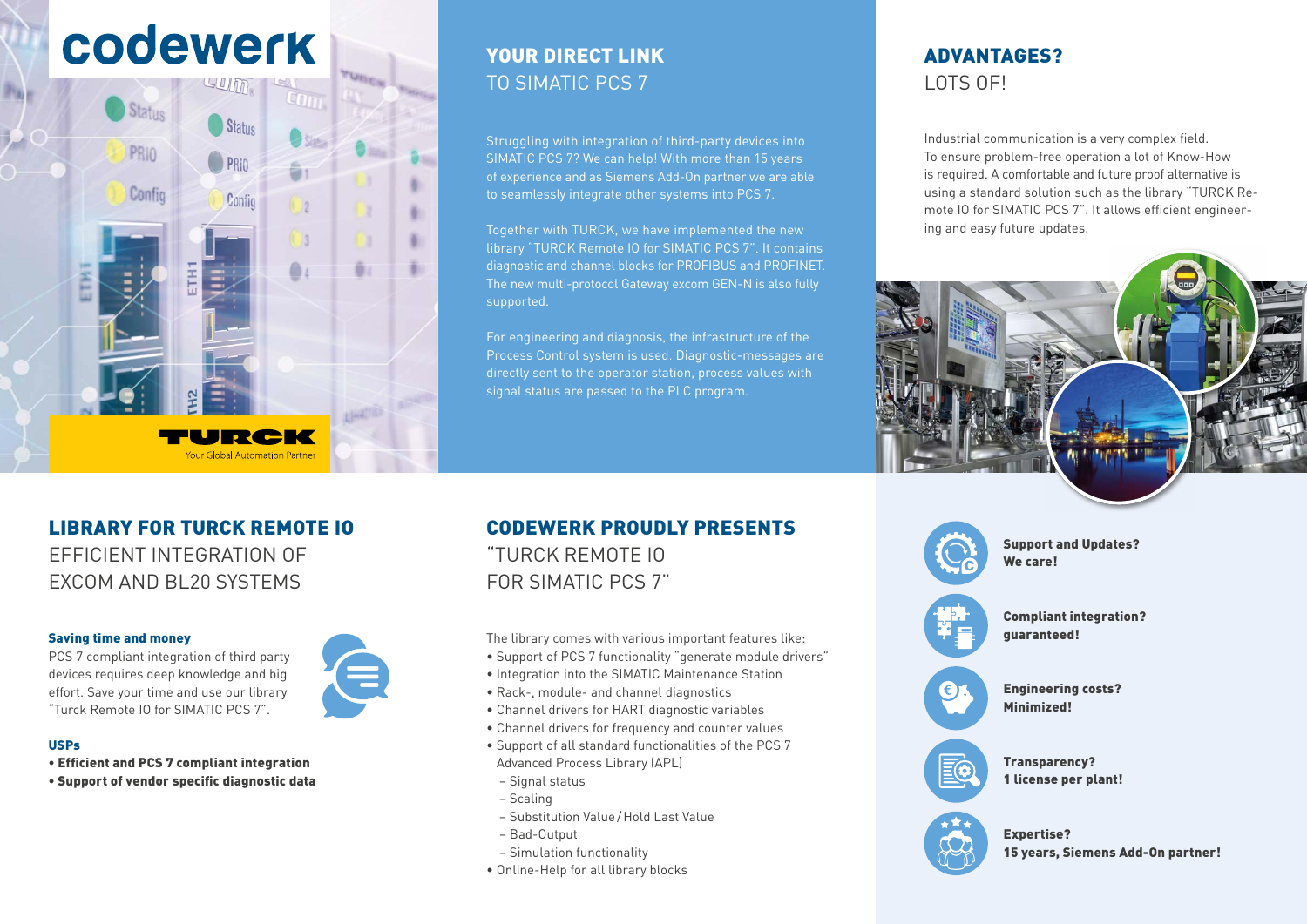# codewerk

TURCK
Your Global Automation Partner

## YOUR DIRECT LINK TO SIMATIC PCS 7

Struggling with integration of third-party devices into SIMATIC PCS 7? We can help! With more than 15 years of experience and as Siemens Add-On partner we are able to seamlessly integrate other systems into PCS 7.

Together with TURCK, we have implemented the new library "TURCK Remote IO for SIMATIC PCS 7". It contains diagnostic and channel blocks for PROFIBUS and PROFINET. The new multi-protocol Gateway excom GEN-N is also fully supported.

For engineering and diagnosis, the infrastructure of the Process Control system is used. Diagnostic-messages are directly sent to the operator station, process values with signal status are passed to the PLC program.

## ADVANTAGES? LOTS OF!

Industrial communication is a very complex field. To ensure problem-free operation a lot of Know-How is required. A comfortable and future proof alternative is using a standard solution such as the library "TURCK Remote IO for SIMATIC PCS 7". It allows efficient engineering and easy future updates.

## LIBRARY FOR TURCK REMOTE IO EFFICIENT INTEGRATION OF EXCOM AND BL20 SYSTEMS

### Saving time and money

PCS 7 compliant integration of third party devices requires deep knowledge and big effort. Save your time and use our library "Turck Remote IO for SIMATIC PCS 7".

### USPs

- **Efficient and PCS 7 compliant integration**
- **Support of vendor specific diagnostic data**

## CODEWERK PROUDLY PRESENTS "TURCK REMOTE IO FOR SIMATIC PCS 7"

The library comes with various important features like:

- Support of PCS 7 functionality "generate module drivers"
- Integration into the SIMATIC Maintenance Station
- Rack-, module- and channel diagnostics
- Channel drivers for HART diagnostic variables
- Channel drivers for frequency and counter values
- Support of all standard functionalities of the PCS 7 Advanced Process Library (APL)
  - Signal status
  - Scaling
  - Substitution Value / Hold Last Value
  - Bad-Output
  - Simulation functionality
- Online-Help for all library blocks

**Support and Updates? We care!**

**Compliant integration? guaranteed!**

**Engineering costs? Minimized!**

**Transparency? 1 license per plant!**

**Expertise? 15 years, Siemens Add-On partner!**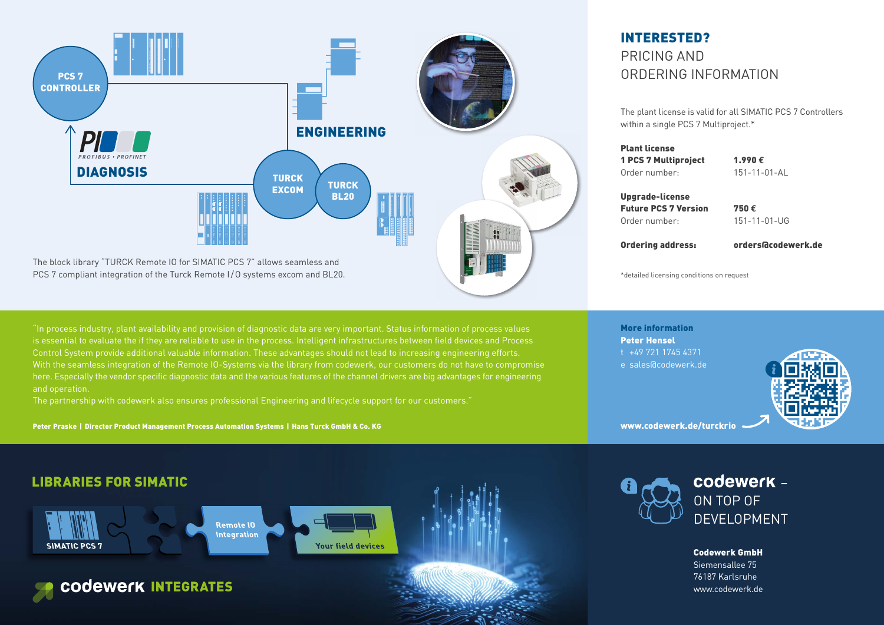PCS 7 CONTROLLER

ENGINEERING

DIAGNOSIS

TURCK EXCOM

TURCK BL20

The block library "TURCK Remote IO for SIMATIC PCS 7" allows seamless and PCS 7 compliant integration of the Turck Remote I/O systems excom and BL20.

## INTERESTED?

## PRICING AND ORDERING INFORMATION

The plant license is valid for all SIMATIC PCS 7 Controllers within a single PCS 7 Multiproject.*

| | |
|---|---|
| **Plant license** | |
| **1 PCS 7 Multiproject** | **1.990 €** |
| Order number: | 151-11-01-AL |
| **Upgrade-license** | |
| **Future PCS 7 Version** | **750 €** |
| Order number: | 151-11-01-UG |
| **Ordering address:** | **orders@codewerk.de** |

*detailed licensing conditions on request

"In process industry, plant availability and provision of diagnostic data are very important. Status information of process values is essential to evaluate the if they are reliable to use in the process. Intelligent infrastructures between field devices and Process Control System provide additional valuable information. These advantages should not lead to increasing engineering efforts. With the seamless integration of the Remote IO-Systems via the library from codewerk, our customers do not have to compromise here. Especially the vendor specific diagnostic data and the various features of the channel drivers are big advantages for engineering and operation.
The partnership with codewerk also ensures professional Engineering and lifecycle support for our customers."

**Peter Praske | Director Product Management Process Automation Systems | Hans Turck GmbH & Co. KG**

**More information**
**Peter Hensel**
t +49 721 1745 4371
e sales@codewerk.de

**www.codewerk.de/turckrio**

## LIBRARIES FOR SIMATIC

SIMATIC PCS 7

Remote IO Integration

Your field devices

**codewerk INTEGRATES**

codewerk – ON TOP OF DEVELOPMENT

**Codewerk GmbH**
Siemensallee 75
76187 Karlsruhe
www.codewerk.de